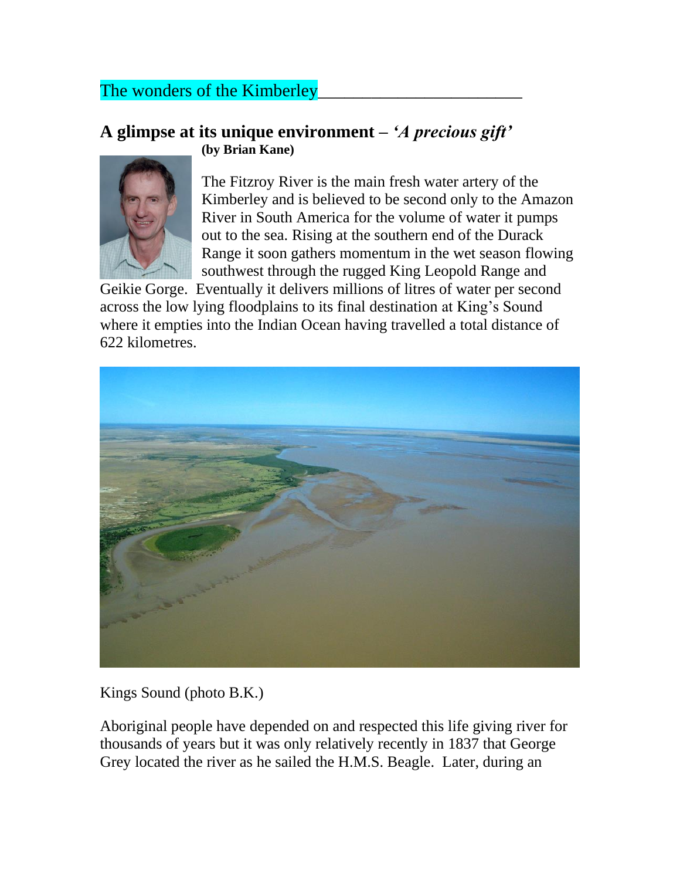The wonders of the Kimberley

## A glimpse at its unique environment – *'A precious gift'*

**(by Brian Kane)**

The Fitzroy River is the main fresh water artery of the Kimberley and is believed to be second only to the Amazon River in South America for the volume of water it pumps out to the sea. Rising at the southern end of the Durack Range it soon gathers momentum in the wet season flowing southwest through the rugged King Leopold Range and Geikie Gorge. Eventually it delivers millions of litres of water per second across the low lying floodplains to its final destination at King's Sound where it empties into the Indian Ocean having travelled a total distance of 622 kilometres.

Kings Sound (photo B.K.)

Aboriginal people have depended on and respected this life giving river for thousands of years but it was only relatively recently in 1837 that George Grey located the river as he sailed the H.M.S. Beagle. Later, during an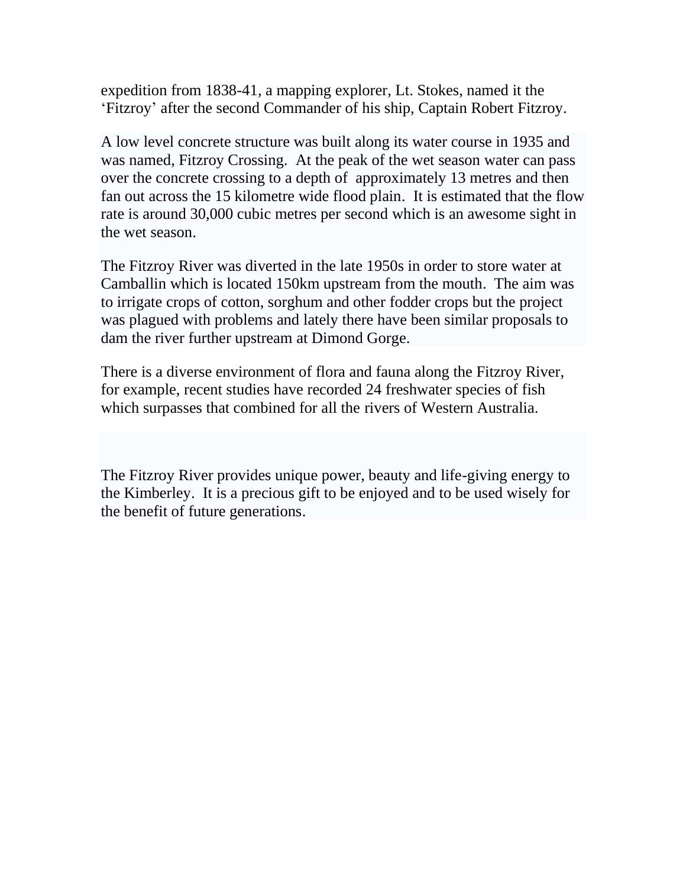expedition from 1838-41, a mapping explorer, Lt. Stokes, named it the 'Fitzroy' after the second Commander of his ship, Captain Robert Fitzroy.

A low level concrete structure was built along its water course in 1935 and was named, Fitzroy Crossing. At the peak of the wet season water can pass over the concrete crossing to a depth of approximately 13 metres and then fan out across the 15 kilometre wide flood plain. It is estimated that the flow rate is around 30,000 cubic metres per second which is an awesome sight in the wet season.

The Fitzroy River was diverted in the late 1950s in order to store water at Camballin which is located 150km upstream from the mouth. The aim was to irrigate crops of cotton, sorghum and other fodder crops but the project was plagued with problems and lately there have been similar proposals to dam the river further upstream at Dimond Gorge.

There is a diverse environment of flora and fauna along the Fitzroy River, for example, recent studies have recorded 24 freshwater species of fish which surpasses that combined for all the rivers of Western Australia.

The Fitzroy River provides unique power, beauty and life-giving energy to the Kimberley. It is a precious gift to be enjoyed and to be used wisely for the benefit of future generations.